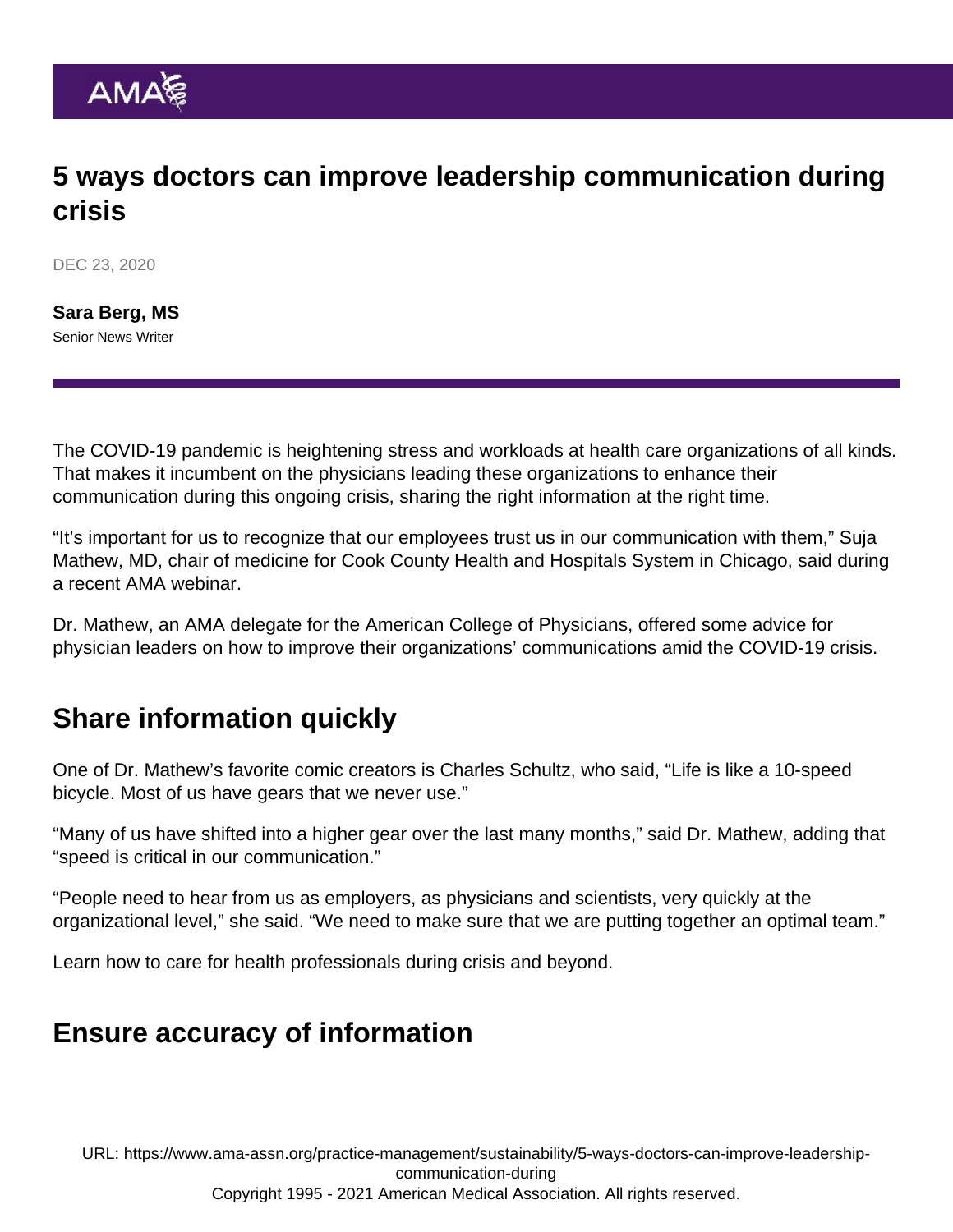# 5 ways doctors can improve leadership communication during crisis

DEC 23, 2020

**Sara Berg, MS**
Senior News Writer

The COVID-19 pandemic is heightening stress and workloads at health care organizations of all kinds. That makes it incumbent on the physicians leading these organizations to enhance their communication during this ongoing crisis, sharing the right information at the right time.

"It's important for us to recognize that our employees trust us in our communication with them," Suja Mathew, MD, chair of medicine for Cook County Health and Hospitals System in Chicago, said during a recent AMA webinar.

Dr. Mathew, an AMA delegate for the American College of Physicians, offered some advice for physician leaders on how to improve their organizations' communications amid the COVID-19 crisis.

## Share information quickly

One of Dr. Mathew's favorite comic creators is Charles Schultz, who said, "Life is like a 10-speed bicycle. Most of us have gears that we never use."

"Many of us have shifted into a higher gear over the last many months," said Dr. Mathew, adding that "speed is critical in our communication."

"People need to hear from us as employers, as physicians and scientists, very quickly at the organizational level," she said. "We need to make sure that we are putting together an optimal team."

Learn how to care for health professionals during crisis and beyond.

## Ensure accuracy of information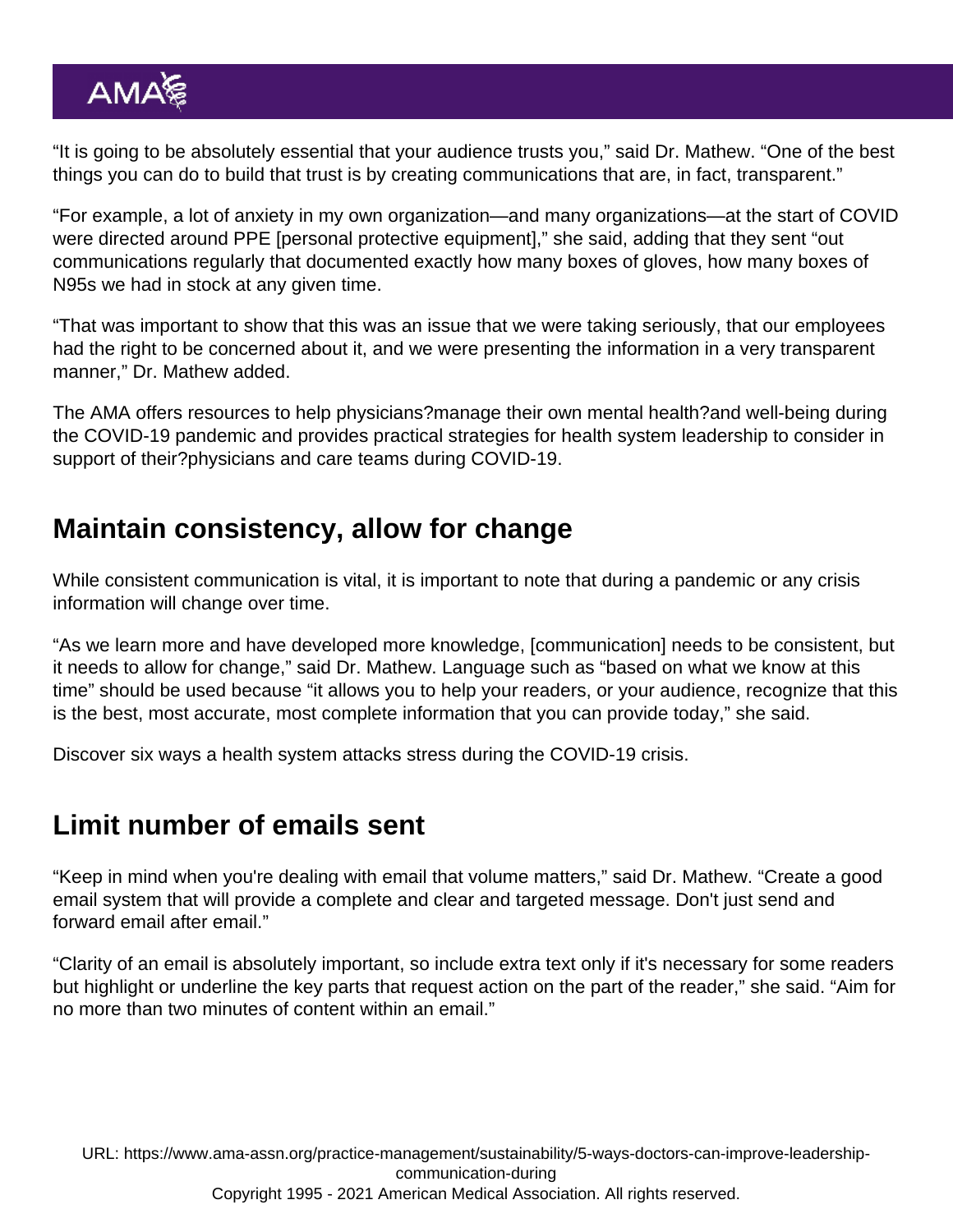"It is going to be absolutely essential that your audience trusts you," said Dr. Mathew. "One of the best things you can do to build that trust is by creating communications that are, in fact, transparent."

"For example, a lot of anxiety in my own organization—and many organizations—at the start of COVID were directed around PPE [personal protective equipment]," she said, adding that they sent "out communications regularly that documented exactly how many boxes of gloves, how many boxes of N95s we had in stock at any given time.

"That was important to show that this was an issue that we were taking seriously, that our employees had the right to be concerned about it, and we were presenting the information in a very transparent manner," Dr. Mathew added.

The AMA offers resources to help physicians?manage their own mental health?and well-being during the COVID-19 pandemic and provides practical strategies for health system leadership to consider in support of their?physicians and care teams during COVID-19.

## Maintain consistency, allow for change

While consistent communication is vital, it is important to note that during a pandemic or any crisis information will change over time.

"As we learn more and have developed more knowledge, [communication] needs to be consistent, but it needs to allow for change," said Dr. Mathew. Language such as "based on what we know at this time" should be used because "it allows you to help your readers, or your audience, recognize that this is the best, most accurate, most complete information that you can provide today," she said.

Discover six ways a health system attacks stress during the COVID-19 crisis.

## Limit number of emails sent

"Keep in mind when you're dealing with email that volume matters," said Dr. Mathew. "Create a good email system that will provide a complete and clear and targeted message. Don't just send and forward email after email."

"Clarity of an email is absolutely important, so include extra text only if it's necessary for some readers but highlight or underline the key parts that request action on the part of the reader," she said. "Aim for no more than two minutes of content within an email."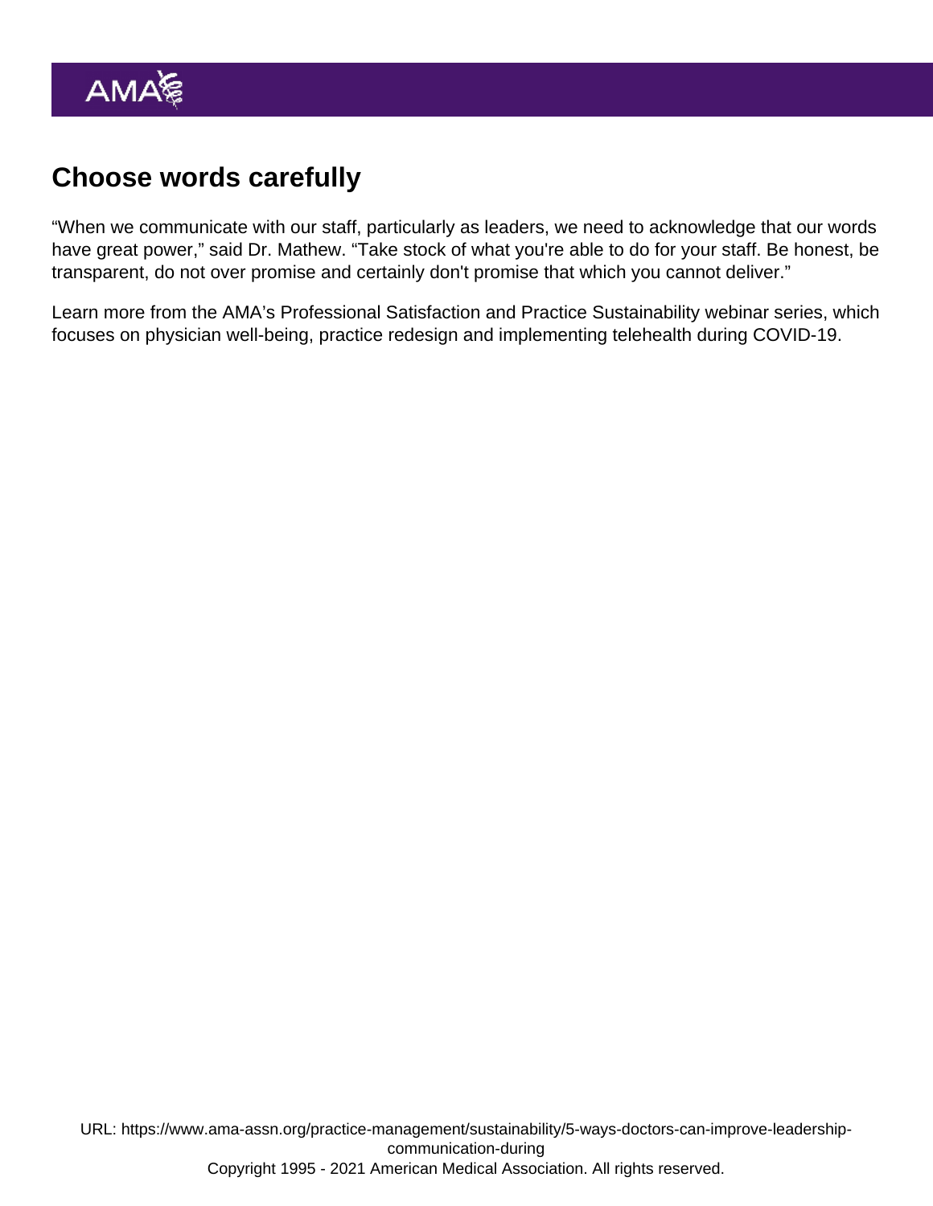## Choose words carefully

"When we communicate with our staff, particularly as leaders, we need to acknowledge that our words have great power," said Dr. Mathew. "Take stock of what you're able to do for your staff. Be honest, be transparent, do not over promise and certainly don't promise that which you cannot deliver."

Learn more from the AMA's Professional Satisfaction and Practice Sustainability webinar series, which focuses on physician well-being, practice redesign and implementing telehealth during COVID-19.